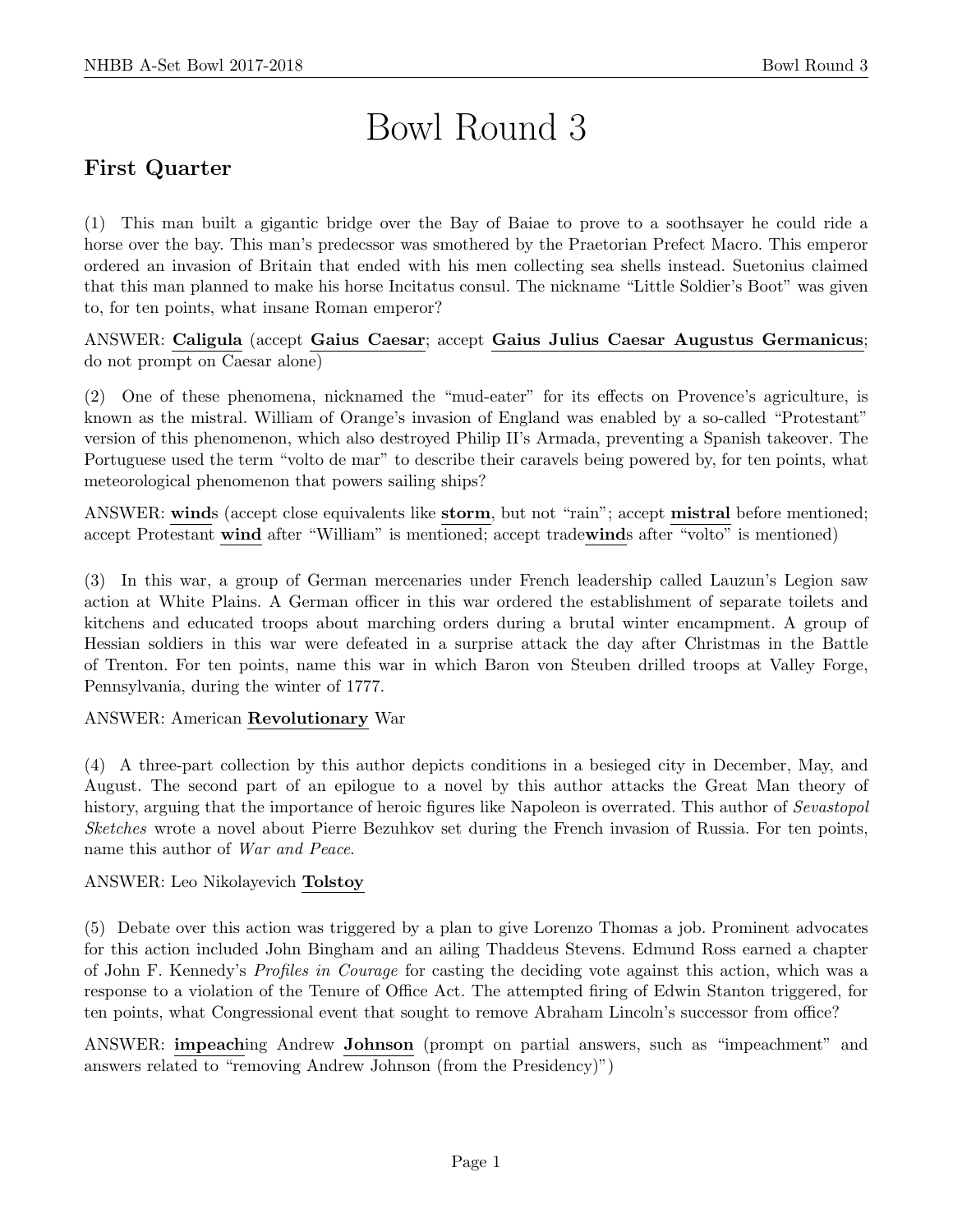# Bowl Round 3

## First Quarter

(1) This man built a gigantic bridge over the Bay of Baiae to prove to a soothsayer he could ride a horse over the bay. This man's predecssor was smothered by the Praetorian Prefect Macro. This emperor ordered an invasion of Britain that ended with his men collecting sea shells instead. Suetonius claimed that this man planned to make his horse Incitatus consul. The nickname "Little Soldier's Boot" was given to, for ten points, what insane Roman emperor?

ANSWER: **Caligula** (accept **Gaius Caesar**; accept **Gaius Julius Caesar Augustus Germanicus**; do not prompt on Caesar alone)

(2) One of these phenomena, nicknamed the "mud-eater" for its effects on Provence's agriculture, is known as the mistral. William of Orange's invasion of England was enabled by a so-called "Protestant" version of this phenomenon, which also destroyed Philip II's Armada, preventing a Spanish takeover. The Portuguese used the term "volto de mar" to describe their caravels being powered by, for ten points, what meteorological phenomenon that powers sailing ships?

ANSWER: **wind**s (accept close equivalents like **storm**, but not "rain"; accept **mistral** before mentioned; accept Protestant **wind** after "William" is mentioned; accept trade**wind**s after "volto" is mentioned)

(3) In this war, a group of German mercenaries under French leadership called Lauzun's Legion saw action at White Plains. A German officer in this war ordered the establishment of separate toilets and kitchens and educated troops about marching orders during a brutal winter encampment. A group of Hessian soldiers in this war were defeated in a surprise attack the day after Christmas in the Battle of Trenton. For ten points, name this war in which Baron von Steuben drilled troops at Valley Forge, Pennsylvania, during the winter of 1777.

ANSWER: American **Revolutionary** War

(4) A three-part collection by this author depicts conditions in a besieged city in December, May, and August. The second part of an epilogue to a novel by this author attacks the Great Man theory of history, arguing that the importance of heroic figures like Napoleon is overrated. This author of *Sevastopol Sketches* wrote a novel about Pierre Bezuhkov set during the French invasion of Russia. For ten points, name this author of *War and Peace*.

ANSWER: Leo Nikolayevich **Tolstoy**

(5) Debate over this action was triggered by a plan to give Lorenzo Thomas a job. Prominent advocates for this action included John Bingham and an ailing Thaddeus Stevens. Edmund Ross earned a chapter of John F. Kennedy's *Profiles in Courage* for casting the deciding vote against this action, which was a response to a violation of the Tenure of Office Act. The attempted firing of Edwin Stanton triggered, for ten points, what Congressional event that sought to remove Abraham Lincoln's successor from office?

ANSWER: **impeach**ing Andrew **Johnson** (prompt on partial answers, such as "impeachment" and answers related to "removing Andrew Johnson (from the Presidency)")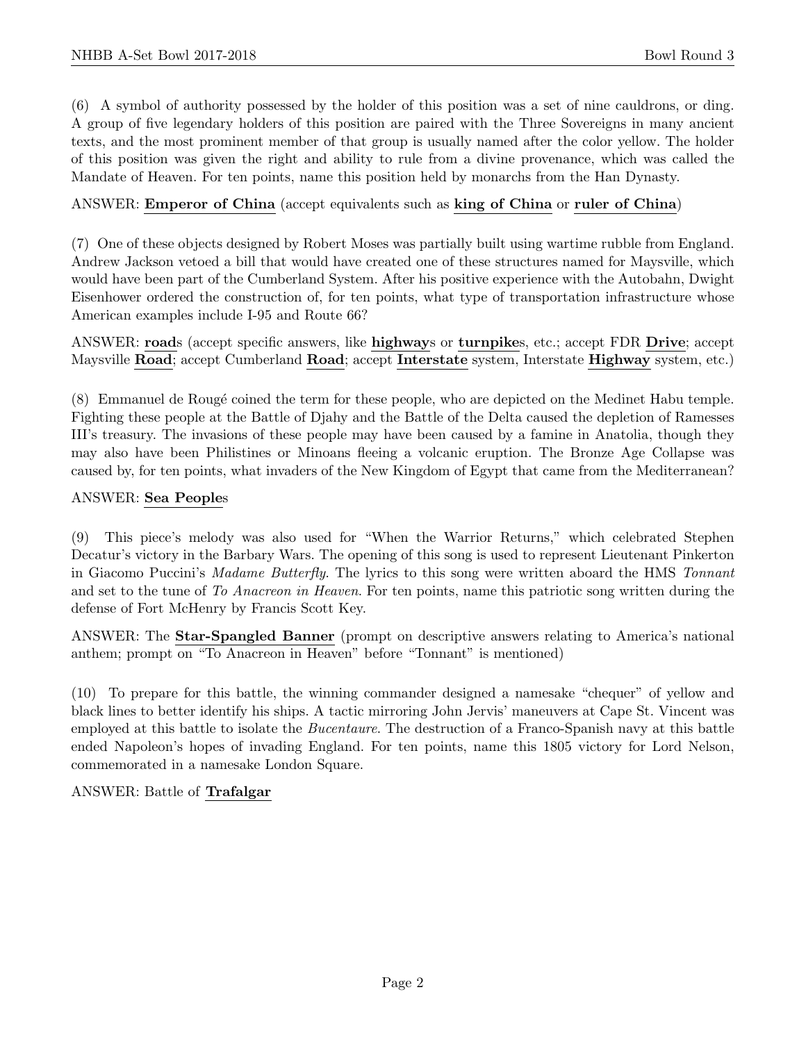(6) A symbol of authority possessed by the holder of this position was a set of nine cauldrons, or ding. A group of five legendary holders of this position are paired with the Three Sovereigns in many ancient texts, and the most prominent member of that group is usually named after the color yellow. The holder of this position was given the right and ability to rule from a divine provenance, which was called the Mandate of Heaven. For ten points, name this position held by monarchs from the Han Dynasty.

ANSWER: **Emperor of China** (accept equivalents such as **king of China** or **ruler of China**)

(7) One of these objects designed by Robert Moses was partially built using wartime rubble from England. Andrew Jackson vetoed a bill that would have created one of these structures named for Maysville, which would have been part of the Cumberland System. After his positive experience with the Autobahn, Dwight Eisenhower ordered the construction of, for ten points, what type of transportation infrastructure whose American examples include I-95 and Route 66?

ANSWER: **road**s (accept specific answers, like **highway**s or **turnpike**s, etc.; accept FDR **Drive**; accept Maysville **Road**; accept Cumberland **Road**; accept **Interstate** system, Interstate **Highway** system, etc.)

(8) Emmanuel de Rougé coined the term for these people, who are depicted on the Medinet Habu temple. Fighting these people at the Battle of Djahy and the Battle of the Delta caused the depletion of Ramesses III's treasury. The invasions of these people may have been caused by a famine in Anatolia, though they may also have been Philistines or Minoans fleeing a volcanic eruption. The Bronze Age Collapse was caused by, for ten points, what invaders of the New Kingdom of Egypt that came from the Mediterranean?

ANSWER: **Sea People**s

(9) This piece's melody was also used for "When the Warrior Returns," which celebrated Stephen Decatur's victory in the Barbary Wars. The opening of this song is used to represent Lieutenant Pinkerton in Giacomo Puccini's *Madame Butterfly*. The lyrics to this song were written aboard the HMS *Tonnant* and set to the tune of *To Anacreon in Heaven*. For ten points, name this patriotic song written during the defense of Fort McHenry by Francis Scott Key.

ANSWER: The **Star-Spangled Banner** (prompt on descriptive answers relating to America's national anthem; prompt on "To Anacreon in Heaven" before "Tonnant" is mentioned)

(10) To prepare for this battle, the winning commander designed a namesake "chequer" of yellow and black lines to better identify his ships. A tactic mirroring John Jervis' maneuvers at Cape St. Vincent was employed at this battle to isolate the *Bucentaure*. The destruction of a Franco-Spanish navy at this battle ended Napoleon's hopes of invading England. For ten points, name this 1805 victory for Lord Nelson, commemorated in a namesake London Square.

ANSWER: Battle of **Trafalgar**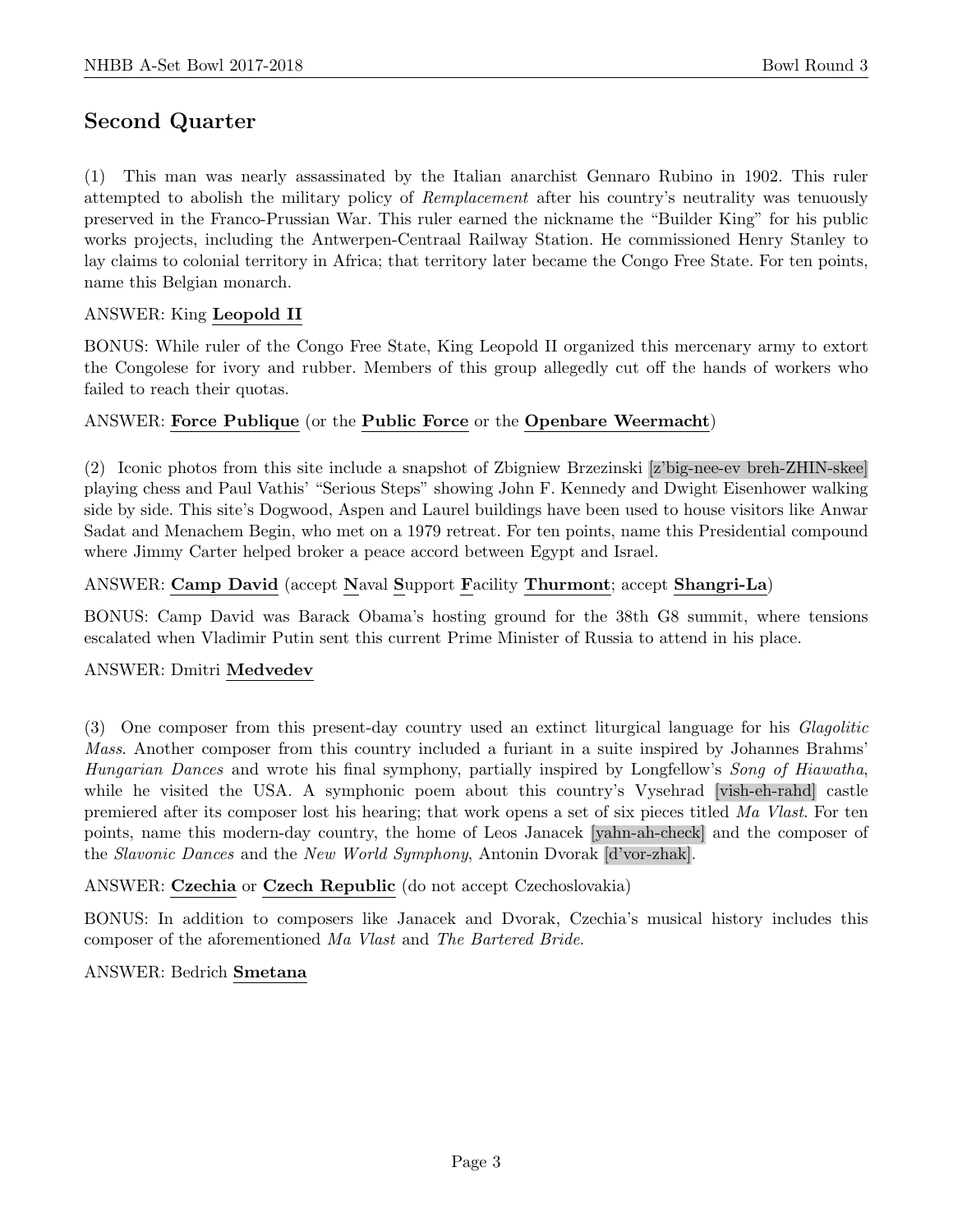## Second Quarter

(1) This man was nearly assassinated by the Italian anarchist Gennaro Rubino in 1902. This ruler attempted to abolish the military policy of *Remplacement* after his country's neutrality was tenuously preserved in the Franco-Prussian War. This ruler earned the nickname the "Builder King" for his public works projects, including the Antwerpen-Centraal Railway Station. He commissioned Henry Stanley to lay claims to colonial territory in Africa; that territory later became the Congo Free State. For ten points, name this Belgian monarch.

ANSWER: King **Leopold II**

BONUS: While ruler of the Congo Free State, King Leopold II organized this mercenary army to extort the Congolese for ivory and rubber. Members of this group allegedly cut off the hands of workers who failed to reach their quotas.

ANSWER: **Force Publique** (or the **Public Force** or the **Openbare Weermacht**)

(2) Iconic photos from this site include a snapshot of Zbigniew Brzezinski [z'big-nee-ev breh-ZHIN-skee] playing chess and Paul Vathis' "Serious Steps" showing John F. Kennedy and Dwight Eisenhower walking side by side. This site's Dogwood, Aspen and Laurel buildings have been used to house visitors like Anwar Sadat and Menachem Begin, who met on a 1979 retreat. For ten points, name this Presidential compound where Jimmy Carter helped broker a peace accord between Egypt and Israel.

ANSWER: **Camp David** (accept **N**aval **S**upport **F**acility **Thurmont**; accept **Shangri-La**)

BONUS: Camp David was Barack Obama's hosting ground for the 38th G8 summit, where tensions escalated when Vladimir Putin sent this current Prime Minister of Russia to attend in his place.

ANSWER: Dmitri **Medvedev**

(3) One composer from this present-day country used an extinct liturgical language for his *Glagolitic Mass*. Another composer from this country included a furiant in a suite inspired by Johannes Brahms' *Hungarian Dances* and wrote his final symphony, partially inspired by Longfellow's *Song of Hiawatha*, while he visited the USA. A symphonic poem about this country's Vysehrad [vish-eh-rahd] castle premiered after its composer lost his hearing; that work opens a set of six pieces titled *Ma Vlast*. For ten points, name this modern-day country, the home of Leos Janacek [yahn-ah-check] and the composer of the *Slavonic Dances* and the *New World Symphony*, Antonin Dvorak [d'vor-zhak].

ANSWER: **Czechia** or **Czech Republic** (do not accept Czechoslovakia)

BONUS: In addition to composers like Janacek and Dvorak, Czechia's musical history includes this composer of the aforementioned *Ma Vlast* and *The Bartered Bride*.

ANSWER: Bedrich **Smetana**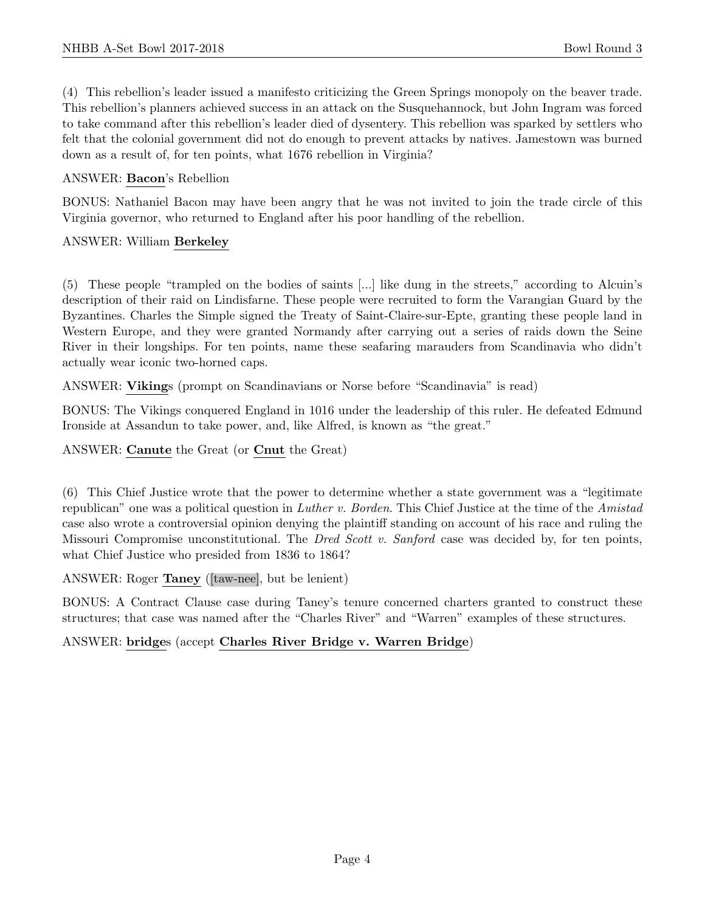(4) This rebellion's leader issued a manifesto criticizing the Green Springs monopoly on the beaver trade. This rebellion's planners achieved success in an attack on the Susquehannock, but John Ingram was forced to take command after this rebellion's leader died of dysentery. This rebellion was sparked by settlers who felt that the colonial government did not do enough to prevent attacks by natives. Jamestown was burned down as a result of, for ten points, what 1676 rebellion in Virginia?

ANSWER: **Bacon**'s Rebellion

BONUS: Nathaniel Bacon may have been angry that he was not invited to join the trade circle of this Virginia governor, who returned to England after his poor handling of the rebellion.

ANSWER: William **Berkeley**

(5) These people "trampled on the bodies of saints [...] like dung in the streets," according to Alcuin's description of their raid on Lindisfarne. These people were recruited to form the Varangian Guard by the Byzantines. Charles the Simple signed the Treaty of Saint-Claire-sur-Epte, granting these people land in Western Europe, and they were granted Normandy after carrying out a series of raids down the Seine River in their longships. For ten points, name these seafaring marauders from Scandinavia who didn't actually wear iconic two-horned caps.

ANSWER: **Viking**s (prompt on Scandinavians or Norse before "Scandinavia" is read)

BONUS: The Vikings conquered England in 1016 under the leadership of this ruler. He defeated Edmund Ironside at Assandun to take power, and, like Alfred, is known as "the great."

ANSWER: **Canute** the Great (or **Cnut** the Great)

(6) This Chief Justice wrote that the power to determine whether a state government was a "legitimate republican" one was a political question in *Luther v. Borden.* This Chief Justice at the time of the *Amistad* case also wrote a controversial opinion denying the plaintiff standing on account of his race and ruling the Missouri Compromise unconstitutional. The *Dred Scott v. Sanford* case was decided by, for ten points, what Chief Justice who presided from 1836 to 1864?

ANSWER: Roger **Taney** ([taw-nee], but be lenient)

BONUS: A Contract Clause case during Taney's tenure concerned charters granted to construct these structures; that case was named after the "Charles River" and "Warren" examples of these structures.

ANSWER: **bridge**s (accept **Charles River Bridge v. Warren Bridge**)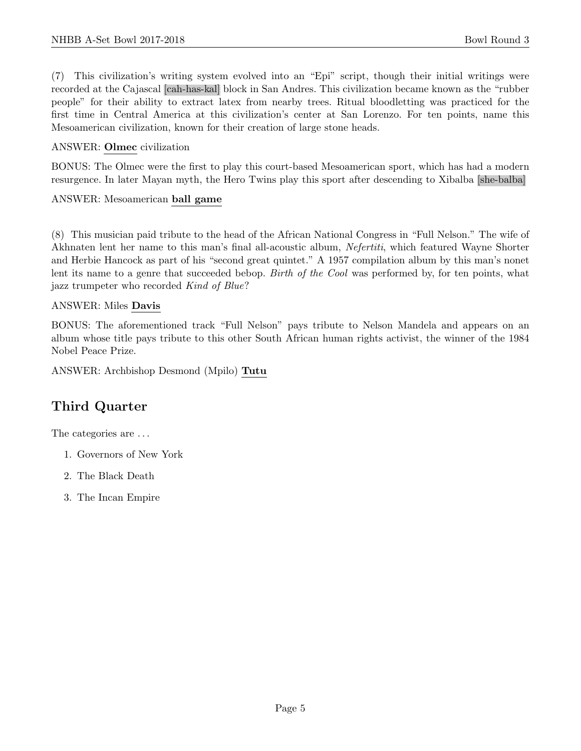(7) This civilization's writing system evolved into an "Epi" script, though their initial writings were recorded at the Cajascal [cah-has-kal] block in San Andres. This civilization became known as the "rubber people" for their ability to extract latex from nearby trees. Ritual bloodletting was practiced for the first time in Central America at this civilization's center at San Lorenzo. For ten points, name this Mesoamerican civilization, known for their creation of large stone heads.

ANSWER: **Olmec** civilization

BONUS: The Olmec were the first to play this court-based Mesoamerican sport, which has had a modern resurgence. In later Mayan myth, the Hero Twins play this sport after descending to Xibalba [she-balba]

ANSWER: Mesoamerican **ball game**

(8) This musician paid tribute to the head of the African National Congress in "Full Nelson." The wife of Akhnaten lent her name to this man's final all-acoustic album, *Nefertiti*, which featured Wayne Shorter and Herbie Hancock as part of his "second great quintet." A 1957 compilation album by this man's nonet lent its name to a genre that succeeded bebop. *Birth of the Cool* was performed by, for ten points, what jazz trumpeter who recorded *Kind of Blue*?

ANSWER: Miles **Davis**

BONUS: The aforementioned track "Full Nelson" pays tribute to Nelson Mandela and appears on an album whose title pays tribute to this other South African human rights activist, the winner of the 1984 Nobel Peace Prize.

ANSWER: Archbishop Desmond (Mpilo) **Tutu**

## Third Quarter

The categories are ...

1. Governors of New York
2. The Black Death
3. The Incan Empire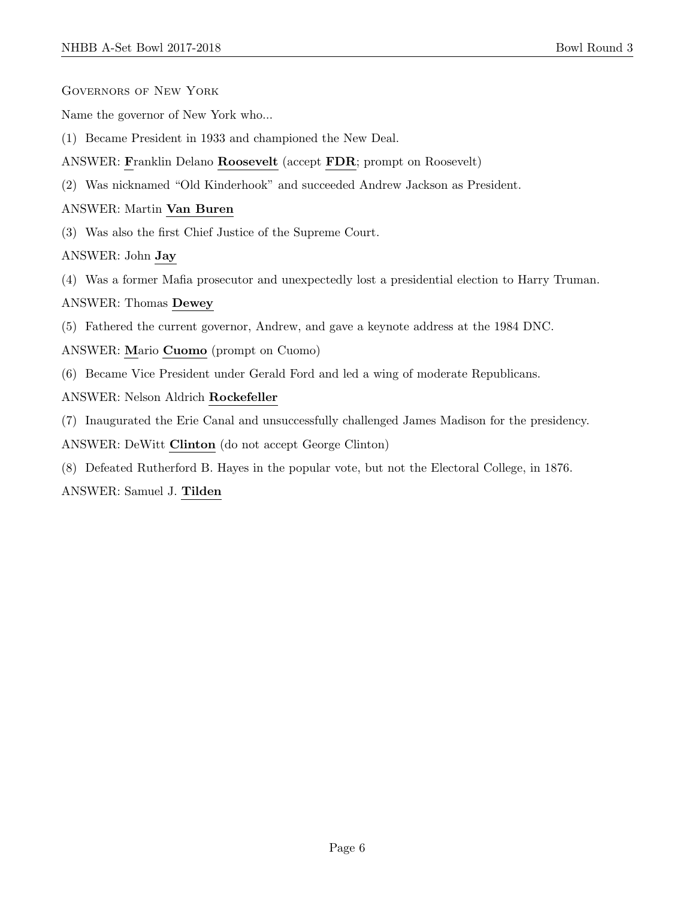Governors of New York

Name the governor of New York who...

(1) Became President in 1933 and championed the New Deal.

ANSWER: **F**ranklin Delano **Roosevelt** (accept **FDR**; prompt on Roosevelt)

(2) Was nicknamed "Old Kinderhook" and succeeded Andrew Jackson as President.

ANSWER: Martin **Van Buren**

(3) Was also the first Chief Justice of the Supreme Court.

ANSWER: John **Jay**

(4) Was a former Mafia prosecutor and unexpectedly lost a presidential election to Harry Truman.

ANSWER: Thomas **Dewey**

(5) Fathered the current governor, Andrew, and gave a keynote address at the 1984 DNC.

ANSWER: **M**ario **Cuomo** (prompt on Cuomo)

(6) Became Vice President under Gerald Ford and led a wing of moderate Republicans.

ANSWER: Nelson Aldrich **Rockefeller**

(7) Inaugurated the Erie Canal and unsuccessfully challenged James Madison for the presidency.

ANSWER: DeWitt **Clinton** (do not accept George Clinton)

(8) Defeated Rutherford B. Hayes in the popular vote, but not the Electoral College, in 1876.

ANSWER: Samuel J. **Tilden**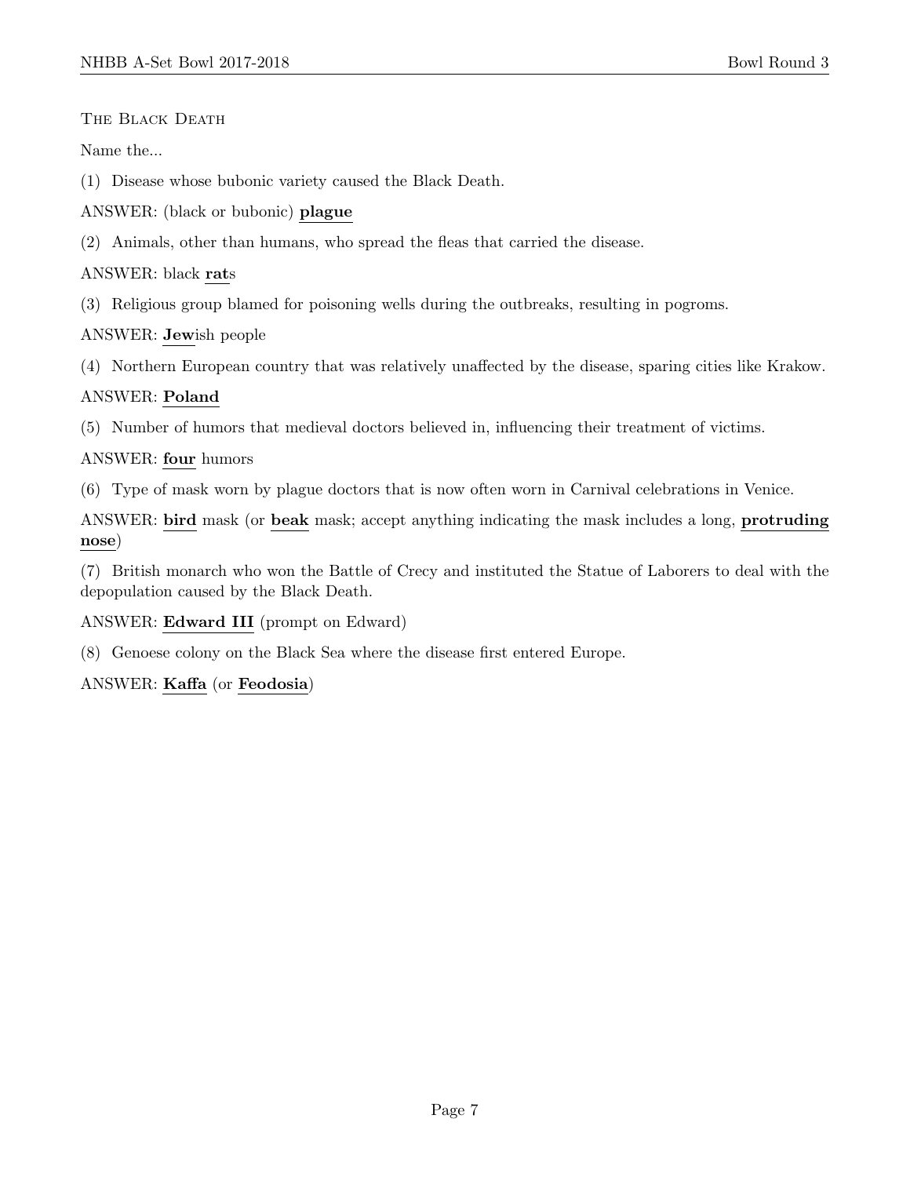The Black Death

Name the...

(1) Disease whose bubonic variety caused the Black Death.

ANSWER: (black or bubonic) **plague**

(2) Animals, other than humans, who spread the fleas that carried the disease.

ANSWER: black **rat**s

(3) Religious group blamed for poisoning wells during the outbreaks, resulting in pogroms.

ANSWER: **Jew**ish people

(4) Northern European country that was relatively unaffected by the disease, sparing cities like Krakow.

ANSWER: **Poland**

(5) Number of humors that medieval doctors believed in, influencing their treatment of victims.

ANSWER: **four** humors

(6) Type of mask worn by plague doctors that is now often worn in Carnival celebrations in Venice.

ANSWER: **bird** mask (or **beak** mask; accept anything indicating the mask includes a long, **protruding nose**)

(7) British monarch who won the Battle of Crecy and instituted the Statue of Laborers to deal with the depopulation caused by the Black Death.

ANSWER: **Edward III** (prompt on Edward)

(8) Genoese colony on the Black Sea where the disease first entered Europe.

ANSWER: **Kaffa** (or **Feodosia**)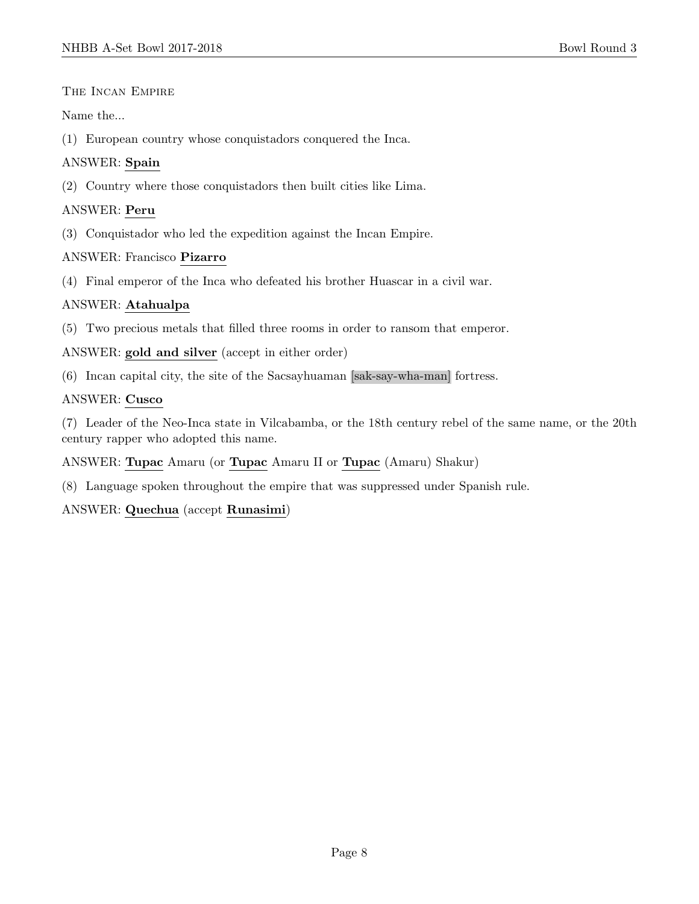THE INCAN EMPIRE

Name the...

(1) European country whose conquistadors conquered the Inca.

ANSWER: **Spain**

(2) Country where those conquistadors then built cities like Lima.

ANSWER: **Peru**

(3) Conquistador who led the expedition against the Incan Empire.

ANSWER: Francisco **Pizarro**

(4) Final emperor of the Inca who defeated his brother Huascar in a civil war.

ANSWER: **Atahualpa**

(5) Two precious metals that filled three rooms in order to ransom that emperor.

ANSWER: **gold and silver** (accept in either order)

(6) Incan capital city, the site of the Sacsayhuaman [sak-say-wha-man] fortress.

ANSWER: **Cusco**

(7) Leader of the Neo-Inca state in Vilcabamba, or the 18th century rebel of the same name, or the 20th century rapper who adopted this name.

ANSWER: **Tupac** Amaru (or **Tupac** Amaru II or **Tupac** (Amaru) Shakur)

(8) Language spoken throughout the empire that was suppressed under Spanish rule.

ANSWER: **Quechua** (accept **Runasimi**)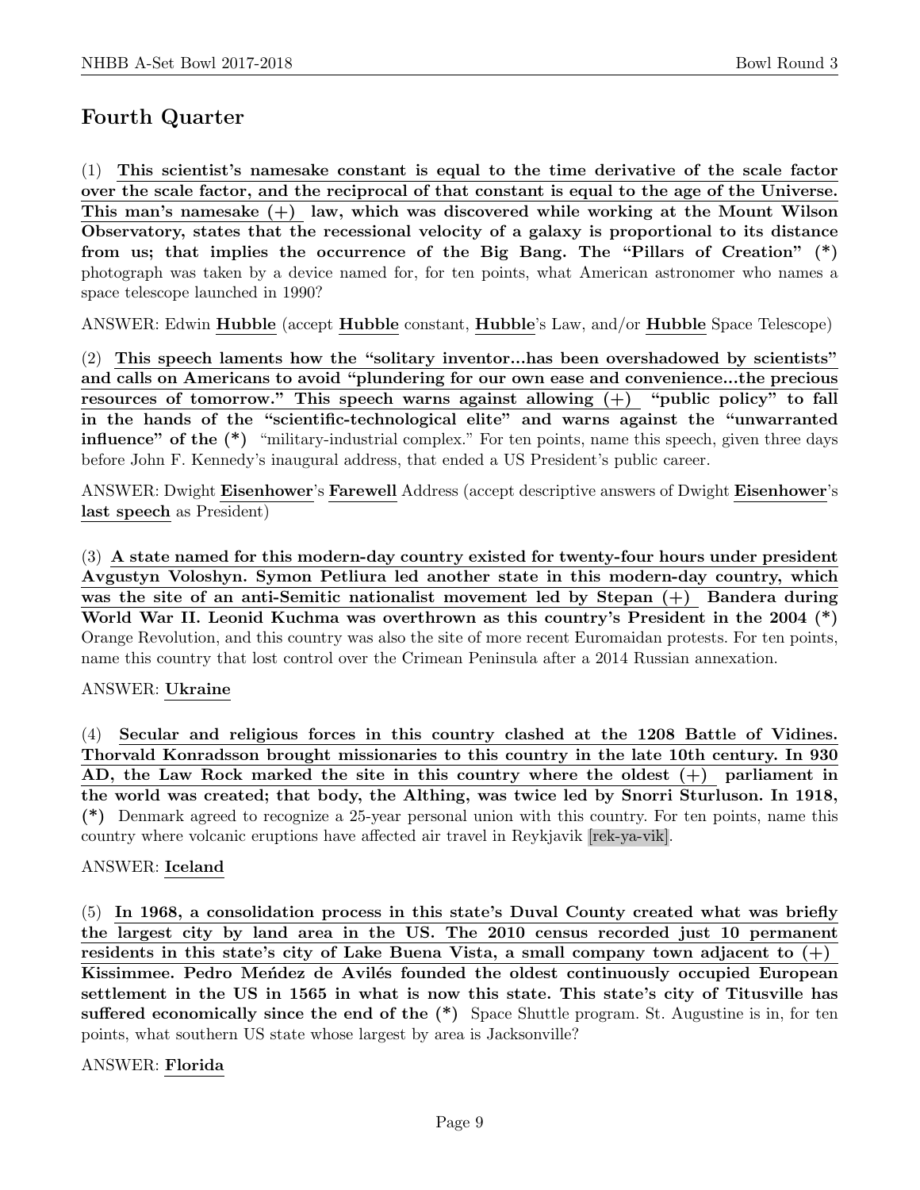## Fourth Quarter

(1) **This scientist's namesake constant is equal to the time derivative of the scale factor over the scale factor, and the reciprocal of that constant is equal to the age of the Universe. This man's namesake (+) law, which was discovered while working at the Mount Wilson Observatory, states that the recessional velocity of a galaxy is proportional to its distance from us; that implies the occurrence of the Big Bang. The "Pillars of Creation" (\*)** photograph was taken by a device named for, for ten points, what American astronomer who names a space telescope launched in 1990?

ANSWER: Edwin **Hubble** (accept **Hubble** constant, **Hubble**'s Law, and/or **Hubble** Space Telescope)

(2) **This speech laments how the "solitary inventor...has been overshadowed by scientists" and calls on Americans to avoid "plundering for our own ease and convenience...the precious resources of tomorrow." This speech warns against allowing (+) "public policy" to fall in the hands of the "scientific-technological elite" and warns against the "unwarranted influence" of the (\*)** "military-industrial complex." For ten points, name this speech, given three days before John F. Kennedy's inaugural address, that ended a US President's public career.

ANSWER: Dwight **Eisenhower**'s **Farewell** Address (accept descriptive answers of Dwight **Eisenhower**'s **last speech** as President)

(3) **A state named for this modern-day country existed for twenty-four hours under president Avgustyn Voloshyn. Symon Petliura led another state in this modern-day country, which was the site of an anti-Semitic nationalist movement led by Stepan (+) Bandera during World War II. Leonid Kuchma was overthrown as this country's President in the 2004 (\*)** Orange Revolution, and this country was also the site of more recent Euromaidan protests. For ten points, name this country that lost control over the Crimean Peninsula after a 2014 Russian annexation.

ANSWER: **Ukraine**

(4) **Secular and religious forces in this country clashed at the 1208 Battle of Vidines. Thorvald Konradsson brought missionaries to this country in the late 10th century. In 930 AD, the Law Rock marked the site in this country where the oldest (+) parliament in the world was created; that body, the Althing, was twice led by Snorri Sturluson. In 1918, (\*)** Denmark agreed to recognize a 25-year personal union with this country. For ten points, name this country where volcanic eruptions have affected air travel in Reykjavik [rek-ya-vik].

ANSWER: **Iceland**

(5) **In 1968, a consolidation process in this state's Duval County created what was briefly the largest city by land area in the US. The 2010 census recorded just 10 permanent residents in this state's city of Lake Buena Vista, a small company town adjacent to (+) Kissimmee. Pedro Meńdez de Avilés founded the oldest continuously occupied European settlement in the US in 1565 in what is now this state. This state's city of Titusville has suffered economically since the end of the (\*)** Space Shuttle program. St. Augustine is in, for ten points, what southern US state whose largest by area is Jacksonville?

ANSWER: **Florida**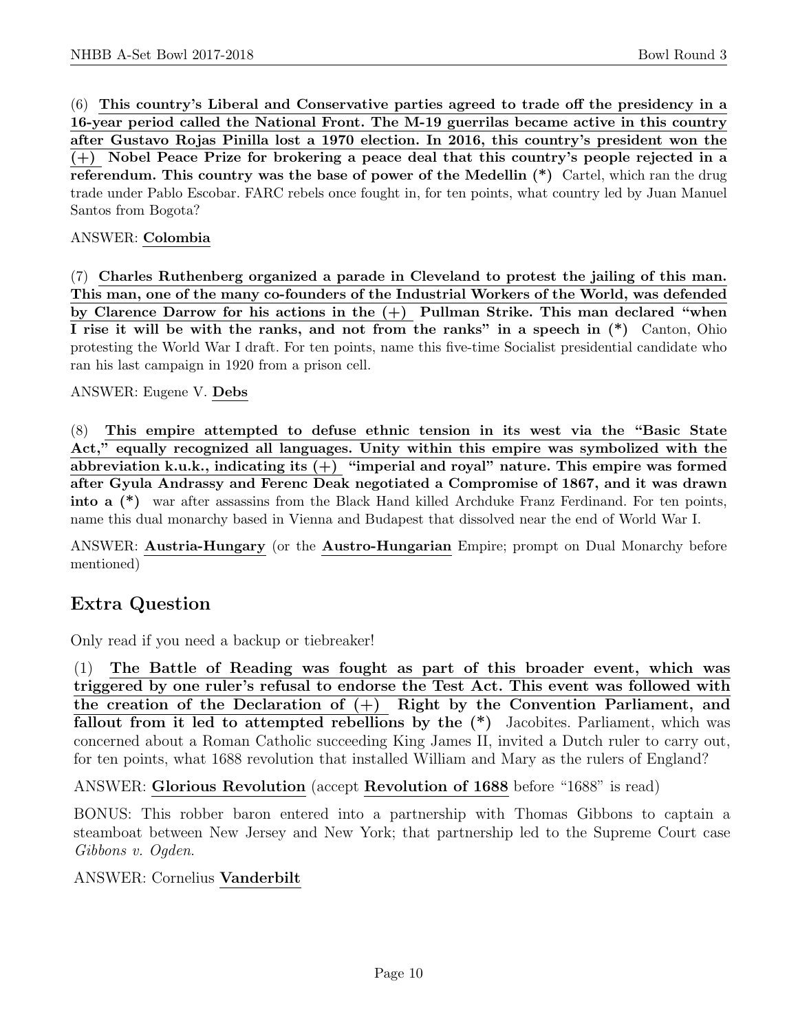(6) **This country's Liberal and Conservative parties agreed to trade off the presidency in a 16-year period called the National Front. The M-19 guerrilas became active in this country after Gustavo Rojas Pinilla lost a 1970 election. In 2016, this country's president won the (+) Nobel Peace Prize for brokering a peace deal that this country's people rejected in a referendum. This country was the base of power of the Medellin (*)** Cartel, which ran the drug trade under Pablo Escobar. FARC rebels once fought in, for ten points, what country led by Juan Manuel Santos from Bogota?

ANSWER: **Colombia**

(7) **Charles Ruthenberg organized a parade in Cleveland to protest the jailing of this man. This man, one of the many co-founders of the Industrial Workers of the World, was defended by Clarence Darrow for his actions in the (+) Pullman Strike. This man declared "when I rise it will be with the ranks, and not from the ranks" in a speech in (*)** Canton, Ohio protesting the World War I draft. For ten points, name this five-time Socialist presidential candidate who ran his last campaign in 1920 from a prison cell.

ANSWER: Eugene V. **Debs**

(8) **This empire attempted to defuse ethnic tension in its west via the "Basic State Act," equally recognized all languages. Unity within this empire was symbolized with the abbreviation k.u.k., indicating its (+) "imperial and royal" nature. This empire was formed after Gyula Andrassy and Ferenc Deak negotiated a Compromise of 1867, and it was drawn into a (*)** war after assassins from the Black Hand killed Archduke Franz Ferdinand. For ten points, name this dual monarchy based in Vienna and Budapest that dissolved near the end of World War I.

ANSWER: **Austria-Hungary** (or the **Austro-Hungarian** Empire; prompt on Dual Monarchy before mentioned)

## Extra Question

Only read if you need a backup or tiebreaker!

(1) **The Battle of Reading was fought as part of this broader event, which was triggered by one ruler's refusal to endorse the Test Act. This event was followed with the creation of the Declaration of (+) Right by the Convention Parliament, and fallout from it led to attempted rebellions by the (*)** Jacobites. Parliament, which was concerned about a Roman Catholic succeeding King James II, invited a Dutch ruler to carry out, for ten points, what 1688 revolution that installed William and Mary as the rulers of England?

ANSWER: **Glorious Revolution** (accept **Revolution of 1688** before "1688" is read)

BONUS: This robber baron entered into a partnership with Thomas Gibbons to captain a steamboat between New Jersey and New York; that partnership led to the Supreme Court case *Gibbons v. Ogden*.

ANSWER: Cornelius **Vanderbilt**